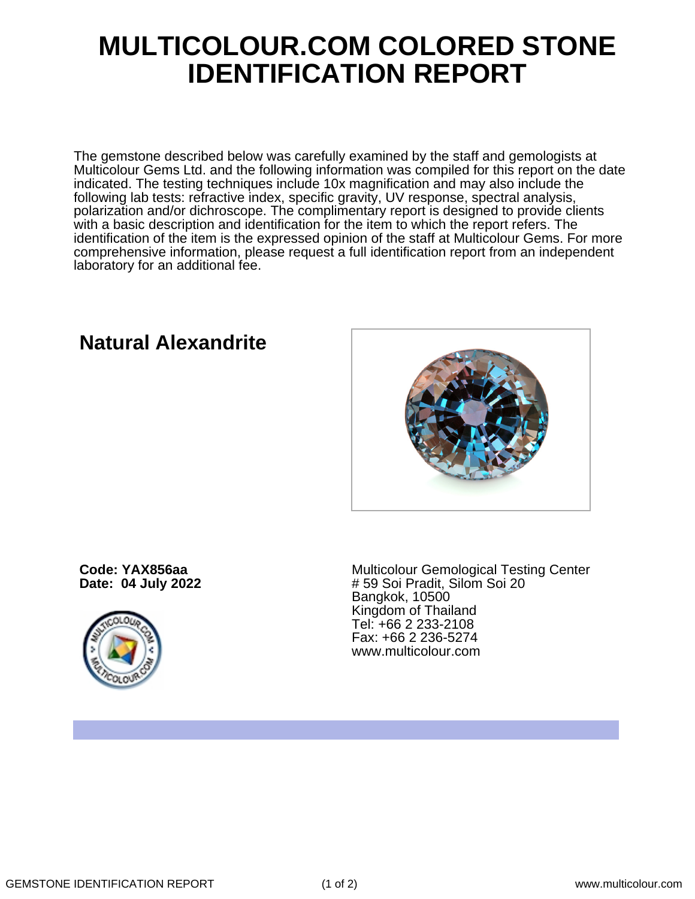# MULTICOLOUR.COM COLORED STONE IDENTIFICATION REPORT

The gemstone described below was carefully examined by the staff and gemologists at Multicolour Gems Ltd. and the following information was compiled for this report on the date indicated. The testing techniques include 10x magnification and may also include the following lab tests: refractive index, specific gravity, UV response, spectral analysis, polarization and/or dichroscope. The complimentary report is designed to provide clients with a basic description and identification for the item to which the report refers. The identification of the item is the expressed opinion of the staff at Multicolour Gems. For more comprehensive information, please request a full identification report from an independent laboratory for an additional fee.

## Natural Alexandrite

**Code: YAX856aa**
**Date: 04 July 2022**

Multicolour Gemological Testing Center
# 59 Soi Pradit, Silom Soi 20
Bangkok, 10500
Kingdom of Thailand
Tel: +66 2 233-2108
Fax: +66 2 236-5274
www.multicolour.com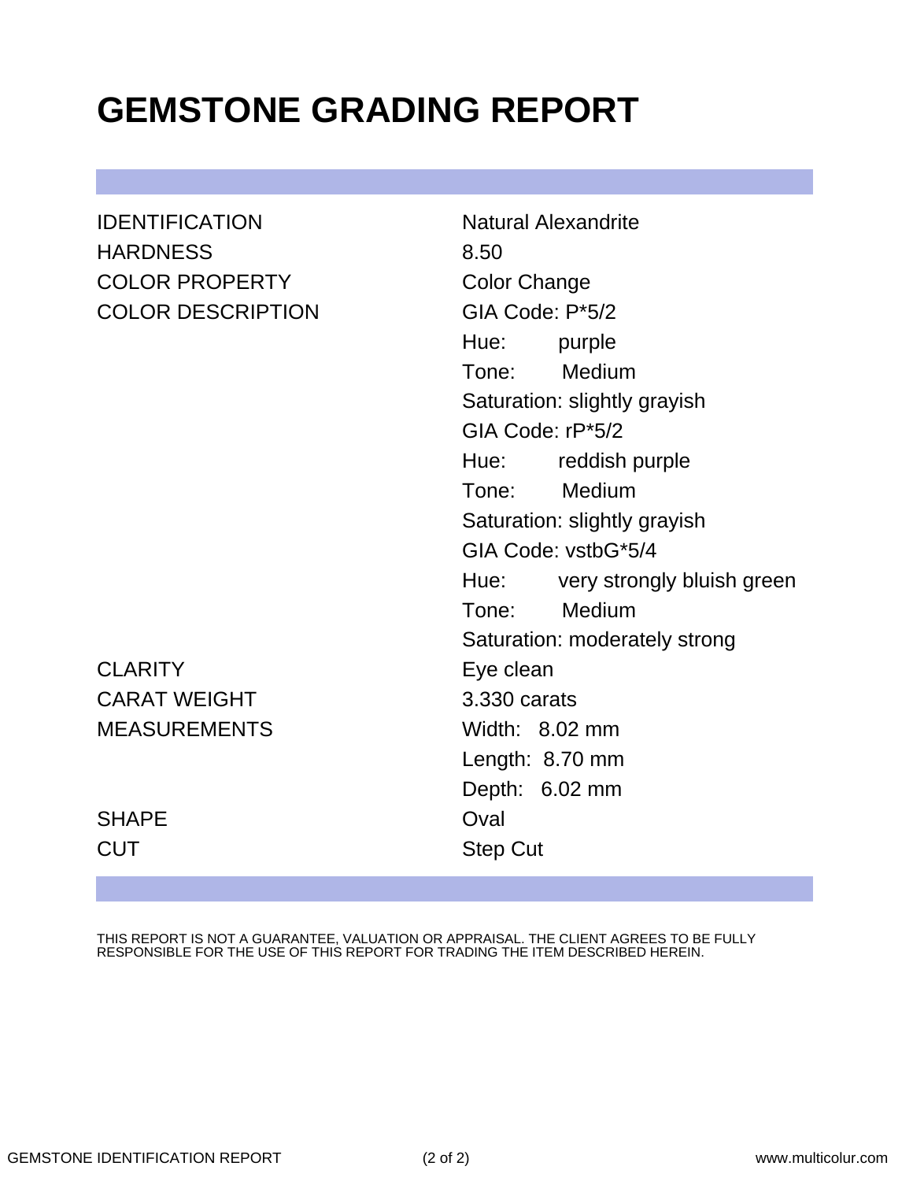# GEMSTONE GRADING REPORT

| | |
|---|---|
| IDENTIFICATION | Natural Alexandrite |
| HARDNESS | 8.50 |
| COLOR PROPERTY | Color Change |
| COLOR DESCRIPTION | GIA Code: P*5/2 |
| | Hue: purple |
| | Tone: Medium |
| | Saturation: slightly grayish |
| | GIA Code: rP*5/2 |
| | Hue: reddish purple |
| | Tone: Medium |
| | Saturation: slightly grayish |
| | GIA Code: vstbG*5/4 |
| | Hue: very strongly bluish green |
| | Tone: Medium |
| | Saturation: moderately strong |
| CLARITY | Eye clean |
| CARAT WEIGHT | 3.330 carats |
| MEASUREMENTS | Width: 8.02 mm |
| | Length: 8.70 mm |
| | Depth: 6.02 mm |
| SHAPE | Oval |
| CUT | Step Cut |

THIS REPORT IS NOT A GUARANTEE, VALUATION OR APPRAISAL. THE CLIENT AGREES TO BE FULLY RESPONSIBLE FOR THE USE OF THIS REPORT FOR TRADING THE ITEM DESCRIBED HEREIN.